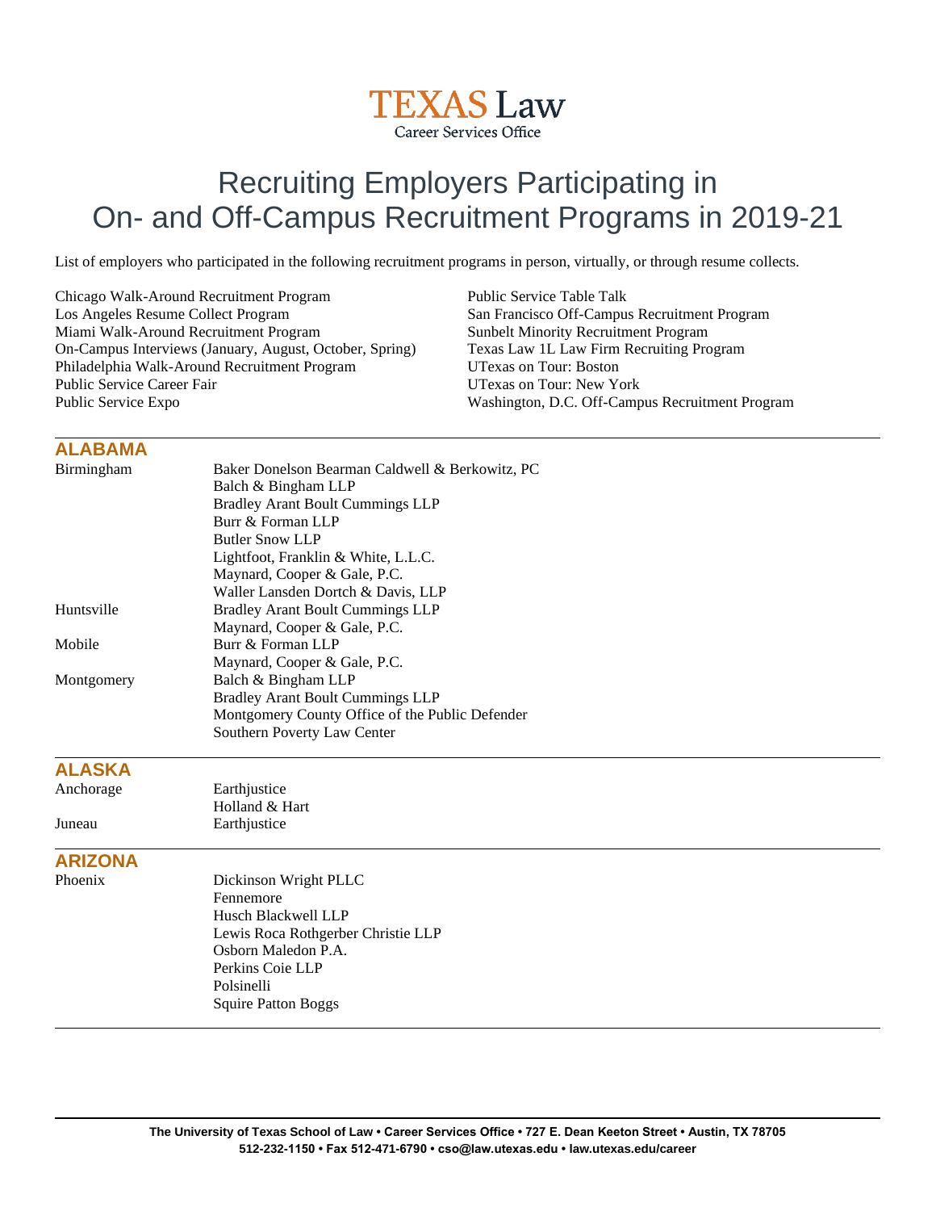TEXAS Law
Career Services Office

# Recruiting Employers Participating in On- and Off-Campus Recruitment Programs in 2019-21

List of employers who participated in the following recruitment programs in person, virtually, or through resume collects.

- Chicago Walk-Around Recruitment Program
- Los Angeles Resume Collect Program
- Miami Walk-Around Recruitment Program
- On-Campus Interviews (January, August, October, Spring)
- Philadelphia Walk-Around Recruitment Program
- Public Service Career Fair
- Public Service Expo
- Public Service Table Talk
- San Francisco Off-Campus Recruitment Program
- Sunbelt Minority Recruitment Program
- Texas Law 1L Law Firm Recruiting Program
- UTexas on Tour: Boston
- UTexas on Tour: New York
- Washington, D.C. Off-Campus Recruitment Program

## ALABAMA

| City | Employer |
|---|---|
| Birmingham | Baker Donelson Bearman Caldwell & Berkowitz, PC |
| | Balch & Bingham LLP |
| | Bradley Arant Boult Cummings LLP |
| | Burr & Forman LLP |
| | Butler Snow LLP |
| | Lightfoot, Franklin & White, L.L.C. |
| | Maynard, Cooper & Gale, P.C. |
| | Waller Lansden Dortch & Davis, LLP |
| Huntsville | Bradley Arant Boult Cummings LLP |
| | Maynard, Cooper & Gale, P.C. |
| Mobile | Burr & Forman LLP |
| | Maynard, Cooper & Gale, P.C. |
| Montgomery | Balch & Bingham LLP |
| | Bradley Arant Boult Cummings LLP |
| | Montgomery County Office of the Public Defender |
| | Southern Poverty Law Center |

## ALASKA

| City | Employer |
|---|---|
| Anchorage | Earthjustice |
| | Holland & Hart |
| Juneau | Earthjustice |

## ARIZONA

| City | Employer |
|---|---|
| Phoenix | Dickinson Wright PLLC |
| | Fennemore |
| | Husch Blackwell LLP |
| | Lewis Roca Rothgerber Christie LLP |
| | Osborn Maledon P.A. |
| | Perkins Coie LLP |
| | Polsinelli |
| | Squire Patton Boggs |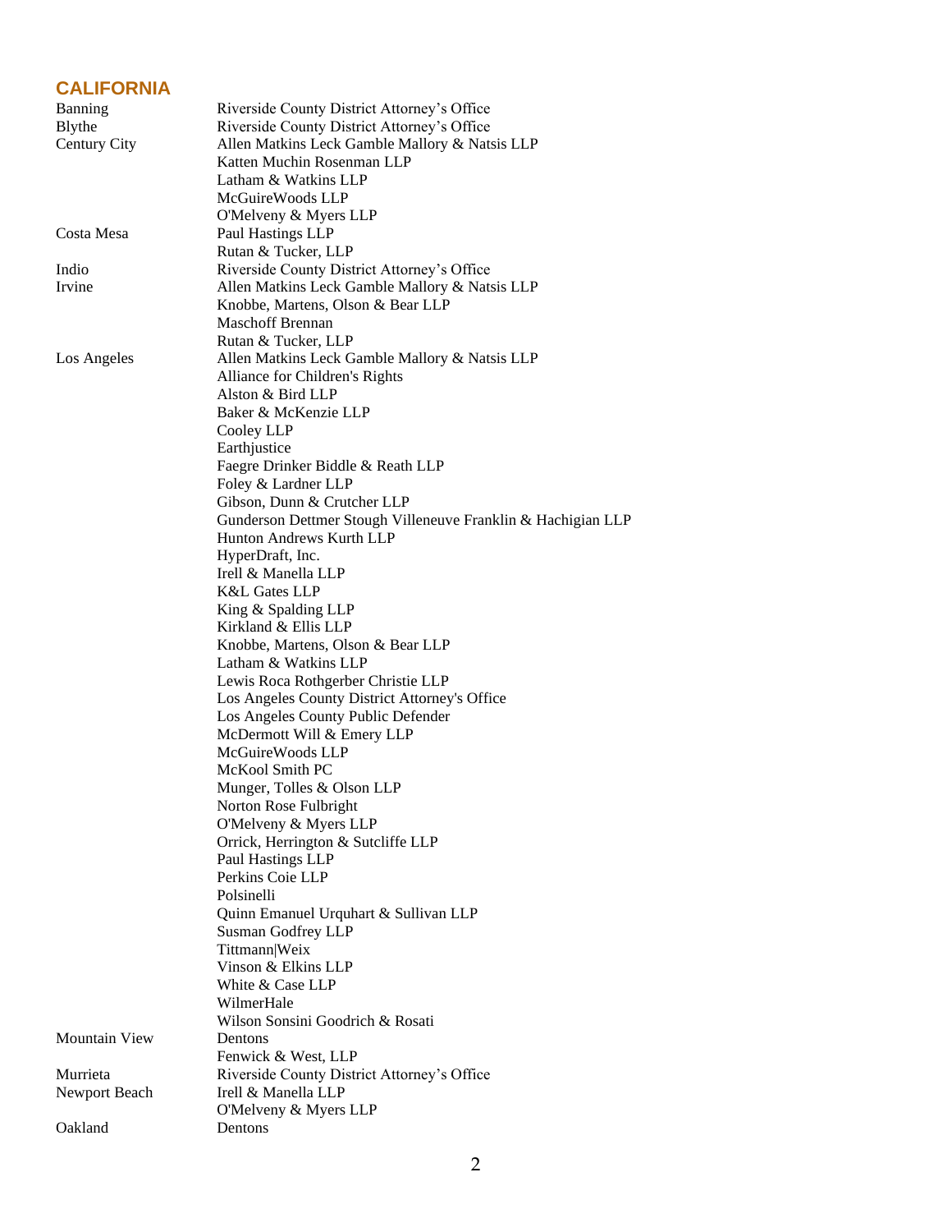## CALIFORNIA

| City | Organization |
|---|---|
| Banning | Riverside County District Attorney's Office |
| Blythe | Riverside County District Attorney's Office |
| Century City | Allen Matkins Leck Gamble Mallory & Natsis LLP |
| | Katten Muchin Rosenman LLP |
| | Latham & Watkins LLP |
| | McGuireWoods LLP |
| | O'Melveny & Myers LLP |
| Costa Mesa | Paul Hastings LLP |
| | Rutan & Tucker, LLP |
| Indio | Riverside County District Attorney's Office |
| Irvine | Allen Matkins Leck Gamble Mallory & Natsis LLP |
| | Knobbe, Martens, Olson & Bear LLP |
| | Maschoff Brennan |
| | Rutan & Tucker, LLP |
| Los Angeles | Allen Matkins Leck Gamble Mallory & Natsis LLP |
| | Alliance for Children's Rights |
| | Alston & Bird LLP |
| | Baker & McKenzie LLP |
| | Cooley LLP |
| | Earthjustice |
| | Faegre Drinker Biddle & Reath LLP |
| | Foley & Lardner LLP |
| | Gibson, Dunn & Crutcher LLP |
| | Gunderson Dettmer Stough Villeneuve Franklin & Hachigian LLP |
| | Hunton Andrews Kurth LLP |
| | HyperDraft, Inc. |
| | Irell & Manella LLP |
| | K&L Gates LLP |
| | King & Spalding LLP |
| | Kirkland & Ellis LLP |
| | Knobbe, Martens, Olson & Bear LLP |
| | Latham & Watkins LLP |
| | Lewis Roca Rothgerber Christie LLP |
| | Los Angeles County District Attorney's Office |
| | Los Angeles County Public Defender |
| | McDermott Will & Emery LLP |
| | McGuireWoods LLP |
| | McKool Smith PC |
| | Munger, Tolles & Olson LLP |
| | Norton Rose Fulbright |
| | O'Melveny & Myers LLP |
| | Orrick, Herrington & Sutcliffe LLP |
| | Paul Hastings LLP |
| | Perkins Coie LLP |
| | Polsinelli |
| | Quinn Emanuel Urquhart & Sullivan LLP |
| | Susman Godfrey LLP |
| | Tittmann\|Weix |
| | Vinson & Elkins LLP |
| | White & Case LLP |
| | WilmerHale |
| | Wilson Sonsini Goodrich & Rosati |
| Mountain View | Dentons |
| | Fenwick & West, LLP |
| Murrieta | Riverside County District Attorney's Office |
| Newport Beach | Irell & Manella LLP |
| | O'Melveny & Myers LLP |
| Oakland | Dentons |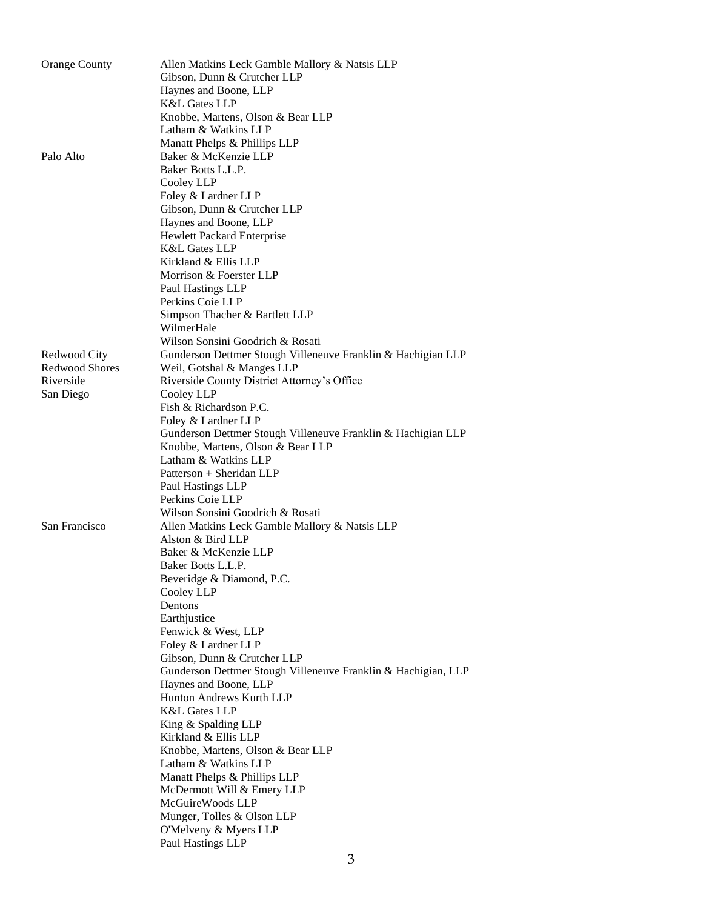| | |
|---|---|
| Orange County | Allen Matkins Leck Gamble Mallory & Natsis LLP |
| | Gibson, Dunn & Crutcher LLP |
| | Haynes and Boone, LLP |
| | K&L Gates LLP |
| | Knobbe, Martens, Olson & Bear LLP |
| | Latham & Watkins LLP |
| | Manatt Phelps & Phillips LLP |
| Palo Alto | Baker & McKenzie LLP |
| | Baker Botts L.L.P. |
| | Cooley LLP |
| | Foley & Lardner LLP |
| | Gibson, Dunn & Crutcher LLP |
| | Haynes and Boone, LLP |
| | Hewlett Packard Enterprise |
| | K&L Gates LLP |
| | Kirkland & Ellis LLP |
| | Morrison & Foerster LLP |
| | Paul Hastings LLP |
| | Perkins Coie LLP |
| | Simpson Thacher & Bartlett LLP |
| | WilmerHale |
| | Wilson Sonsini Goodrich & Rosati |
| Redwood City | Gunderson Dettmer Stough Villeneuve Franklin & Hachigian LLP |
| Redwood Shores | Weil, Gotshal & Manges LLP |
| Riverside | Riverside County District Attorney's Office |
| San Diego | Cooley LLP |
| | Fish & Richardson P.C. |
| | Foley & Lardner LLP |
| | Gunderson Dettmer Stough Villeneuve Franklin & Hachigian LLP |
| | Knobbe, Martens, Olson & Bear LLP |
| | Latham & Watkins LLP |
| | Patterson + Sheridan LLP |
| | Paul Hastings LLP |
| | Perkins Coie LLP |
| | Wilson Sonsini Goodrich & Rosati |
| San Francisco | Allen Matkins Leck Gamble Mallory & Natsis LLP |
| | Alston & Bird LLP |
| | Baker & McKenzie LLP |
| | Baker Botts L.L.P. |
| | Beveridge & Diamond, P.C. |
| | Cooley LLP |
| | Dentons |
| | Earthjustice |
| | Fenwick & West, LLP |
| | Foley & Lardner LLP |
| | Gibson, Dunn & Crutcher LLP |
| | Gunderson Dettmer Stough Villeneuve Franklin & Hachigian, LLP |
| | Haynes and Boone, LLP |
| | Hunton Andrews Kurth LLP |
| | K&L Gates LLP |
| | King & Spalding LLP |
| | Kirkland & Ellis LLP |
| | Knobbe, Martens, Olson & Bear LLP |
| | Latham & Watkins LLP |
| | Manatt Phelps & Phillips LLP |
| | McDermott Will & Emery LLP |
| | McGuireWoods LLP |
| | Munger, Tolles & Olson LLP |
| | O'Melveny & Myers LLP |
| | Paul Hastings LLP |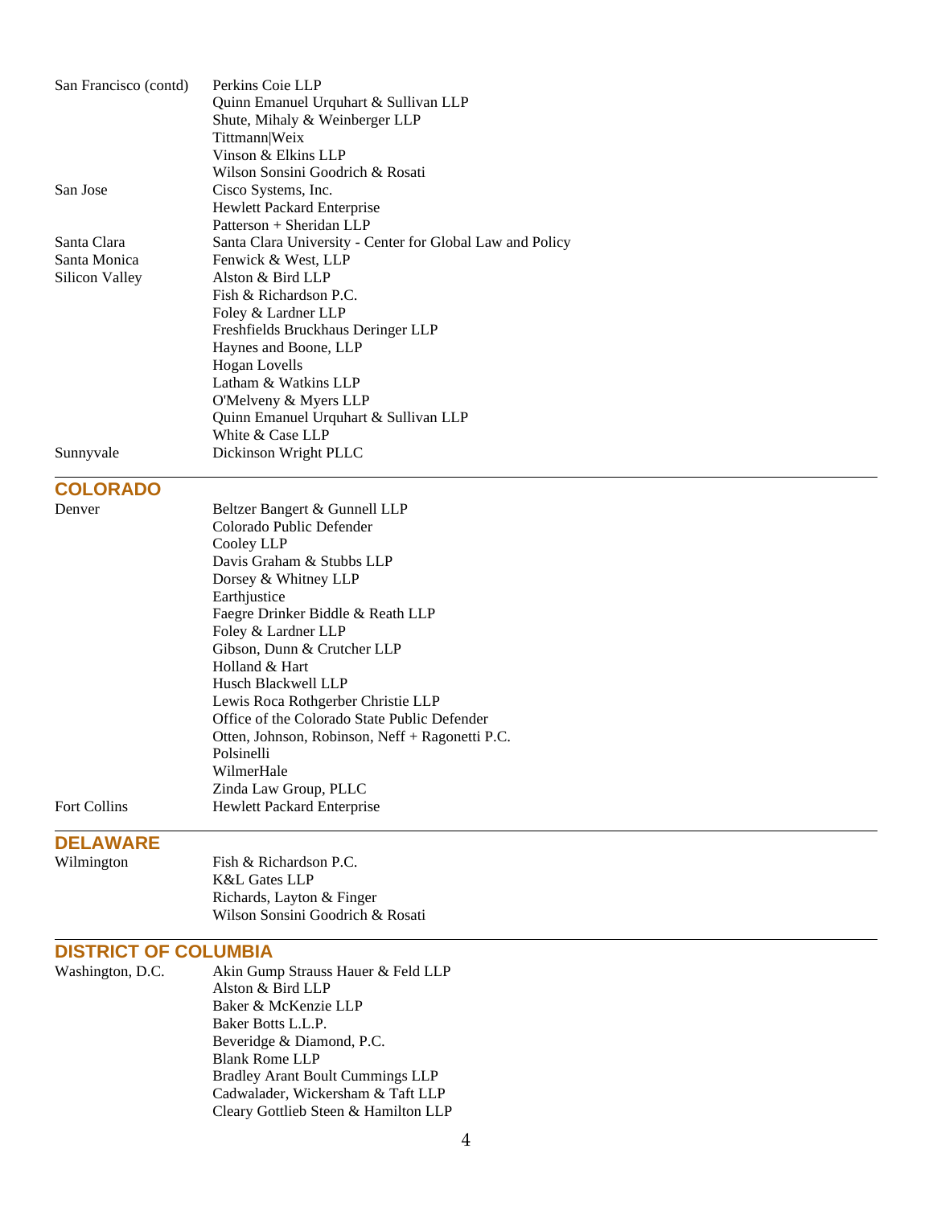| | |
|---|---|
| San Francisco (contd) | Perkins Coie LLP |
| | Quinn Emanuel Urquhart & Sullivan LLP |
| | Shute, Mihaly & Weinberger LLP |
| | Tittmann\|Weix |
| | Vinson & Elkins LLP |
| | Wilson Sonsini Goodrich & Rosati |
| San Jose | Cisco Systems, Inc. |
| | Hewlett Packard Enterprise |
| | Patterson + Sheridan LLP |
| Santa Clara | Santa Clara University - Center for Global Law and Policy |
| Santa Monica | Fenwick & West, LLP |
| Silicon Valley | Alston & Bird LLP |
| | Fish & Richardson P.C. |
| | Foley & Lardner LLP |
| | Freshfields Bruckhaus Deringer LLP |
| | Haynes and Boone, LLP |
| | Hogan Lovells |
| | Latham & Watkins LLP |
| | O'Melveny & Myers LLP |
| | Quinn Emanuel Urquhart & Sullivan LLP |
| | White & Case LLP |
| Sunnyvale | Dickinson Wright PLLC |

## COLORADO

| | |
|---|---|
| Denver | Beltzer Bangert & Gunnell LLP |
| | Colorado Public Defender |
| | Cooley LLP |
| | Davis Graham & Stubbs LLP |
| | Dorsey & Whitney LLP |
| | Earthjustice |
| | Faegre Drinker Biddle & Reath LLP |
| | Foley & Lardner LLP |
| | Gibson, Dunn & Crutcher LLP |
| | Holland & Hart |
| | Husch Blackwell LLP |
| | Lewis Roca Rothgerber Christie LLP |
| | Office of the Colorado State Public Defender |
| | Otten, Johnson, Robinson, Neff + Ragonetti P.C. |
| | Polsinelli |
| | WilmerHale |
| | Zinda Law Group, PLLC |
| Fort Collins | Hewlett Packard Enterprise |

## DELAWARE

| | |
|---|---|
| Wilmington | Fish & Richardson P.C. |
| | K&L Gates LLP |
| | Richards, Layton & Finger |
| | Wilson Sonsini Goodrich & Rosati |

## DISTRICT OF COLUMBIA

| | |
|---|---|
| Washington, D.C. | Akin Gump Strauss Hauer & Feld LLP |
| | Alston & Bird LLP |
| | Baker & McKenzie LLP |
| | Baker Botts L.L.P. |
| | Beveridge & Diamond, P.C. |
| | Blank Rome LLP |
| | Bradley Arant Boult Cummings LLP |
| | Cadwalader, Wickersham & Taft LLP |
| | Cleary Gottlieb Steen & Hamilton LLP |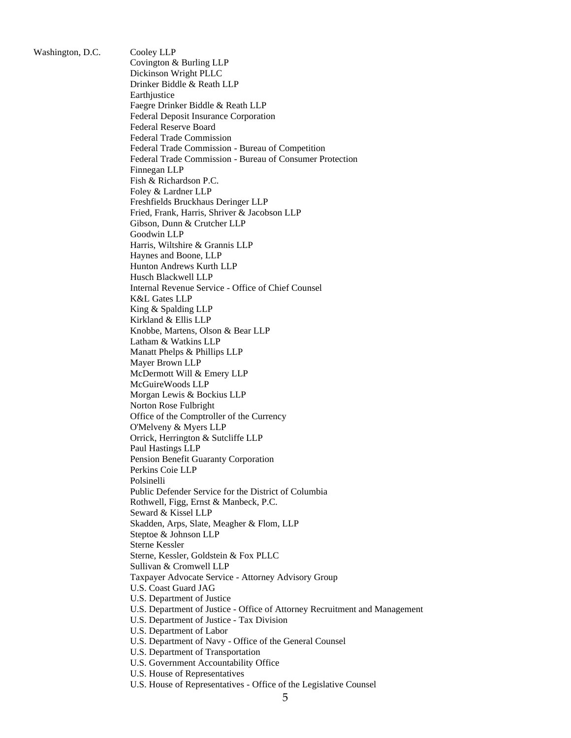Washington, D.C.

Cooley LLP
Covington & Burling LLP
Dickinson Wright PLLC
Drinker Biddle & Reath LLP
Earthjustice
Faegre Drinker Biddle & Reath LLP
Federal Deposit Insurance Corporation
Federal Reserve Board
Federal Trade Commission
Federal Trade Commission - Bureau of Competition
Federal Trade Commission - Bureau of Consumer Protection
Finnegan LLP
Fish & Richardson P.C.
Foley & Lardner LLP
Freshfields Bruckhaus Deringer LLP
Fried, Frank, Harris, Shriver & Jacobson LLP
Gibson, Dunn & Crutcher LLP
Goodwin LLP
Harris, Wiltshire & Grannis LLP
Haynes and Boone, LLP
Hunton Andrews Kurth LLP
Husch Blackwell LLP
Internal Revenue Service - Office of Chief Counsel
K&L Gates LLP
King & Spalding LLP
Kirkland & Ellis LLP
Knobbe, Martens, Olson & Bear LLP
Latham & Watkins LLP
Manatt Phelps & Phillips LLP
Mayer Brown LLP
McDermott Will & Emery LLP
McGuireWoods LLP
Morgan Lewis & Bockius LLP
Norton Rose Fulbright
Office of the Comptroller of the Currency
O'Melveny & Myers LLP
Orrick, Herrington & Sutcliffe LLP
Paul Hastings LLP
Pension Benefit Guaranty Corporation
Perkins Coie LLP
Polsinelli
Public Defender Service for the District of Columbia
Rothwell, Figg, Ernst & Manbeck, P.C.
Seward & Kissel LLP
Skadden, Arps, Slate, Meagher & Flom, LLP
Steptoe & Johnson LLP
Sterne Kessler
Sterne, Kessler, Goldstein & Fox PLLC
Sullivan & Cromwell LLP
Taxpayer Advocate Service - Attorney Advisory Group
U.S. Coast Guard JAG
U.S. Department of Justice
U.S. Department of Justice - Office of Attorney Recruitment and Management
U.S. Department of Justice - Tax Division
U.S. Department of Labor
U.S. Department of Navy - Office of the General Counsel
U.S. Department of Transportation
U.S. Government Accountability Office
U.S. House of Representatives
U.S. House of Representatives - Office of the Legislative Counsel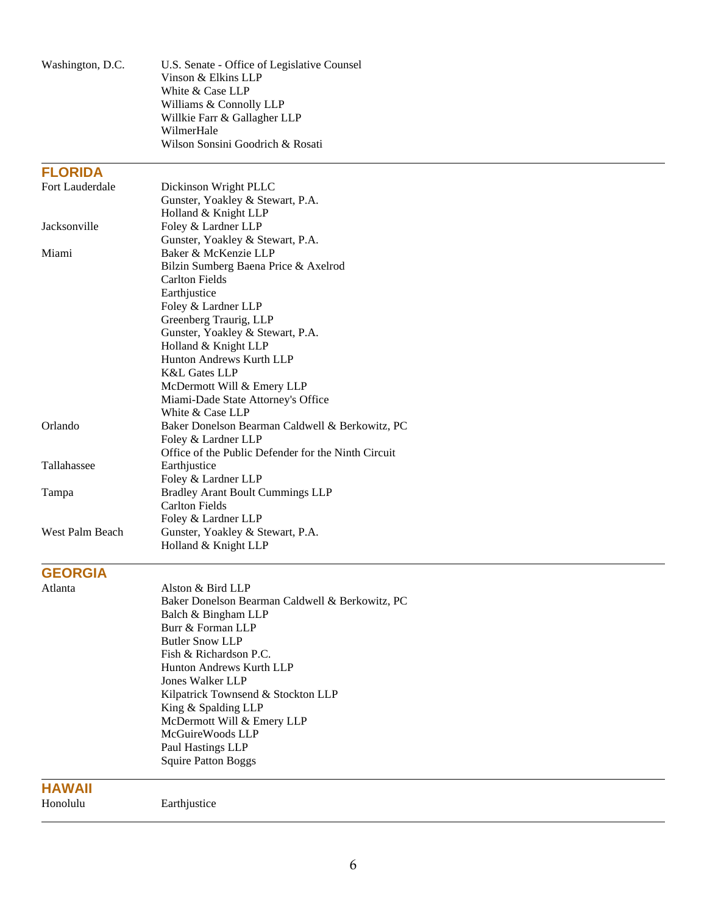| | |
|---|---|
| Washington, D.C. | U.S. Senate - Office of Legislative Counsel |
| | Vinson & Elkins LLP |
| | White & Case LLP |
| | Williams & Connolly LLP |
| | Willkie Farr & Gallagher LLP |
| | WilmerHale |
| | Wilson Sonsini Goodrich & Rosati |

## FLORIDA

| | |
|---|---|
| Fort Lauderdale | Dickinson Wright PLLC |
| | Gunster, Yoakley & Stewart, P.A. |
| | Holland & Knight LLP |
| Jacksonville | Foley & Lardner LLP |
| | Gunster, Yoakley & Stewart, P.A. |
| Miami | Baker & McKenzie LLP |
| | Bilzin Sumberg Baena Price & Axelrod |
| | Carlton Fields |
| | Earthjustice |
| | Foley & Lardner LLP |
| | Greenberg Traurig, LLP |
| | Gunster, Yoakley & Stewart, P.A. |
| | Holland & Knight LLP |
| | Hunton Andrews Kurth LLP |
| | K&L Gates LLP |
| | McDermott Will & Emery LLP |
| | Miami-Dade State Attorney's Office |
| | White & Case LLP |
| Orlando | Baker Donelson Bearman Caldwell & Berkowitz, PC |
| | Foley & Lardner LLP |
| | Office of the Public Defender for the Ninth Circuit |
| Tallahassee | Earthjustice |
| | Foley & Lardner LLP |
| Tampa | Bradley Arant Boult Cummings LLP |
| | Carlton Fields |
| | Foley & Lardner LLP |
| West Palm Beach | Gunster, Yoakley & Stewart, P.A. |
| | Holland & Knight LLP |

## GEORGIA

| | |
|---|---|
| Atlanta | Alston & Bird LLP |
| | Baker Donelson Bearman Caldwell & Berkowitz, PC |
| | Balch & Bingham LLP |
| | Burr & Forman LLP |
| | Butler Snow LLP |
| | Fish & Richardson P.C. |
| | Hunton Andrews Kurth LLP |
| | Jones Walker LLP |
| | Kilpatrick Townsend & Stockton LLP |
| | King & Spalding LLP |
| | McDermott Will & Emery LLP |
| | McGuireWoods LLP |
| | Paul Hastings LLP |
| | Squire Patton Boggs |

## HAWAII

| | |
|---|---|
| Honolulu | Earthjustice |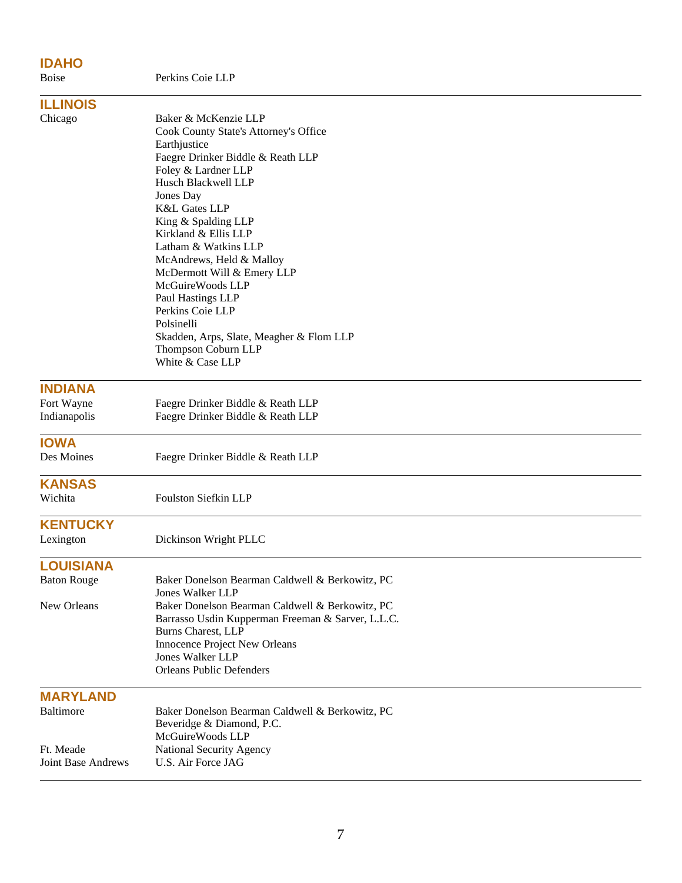## IDAHO

| | |
|---|---|
| Boise | Perkins Coie LLP |

## ILLINOIS

| | |
|---|---|
| Chicago | Baker & McKenzie LLP |
| | Cook County State's Attorney's Office |
| | Earthjustice |
| | Faegre Drinker Biddle & Reath LLP |
| | Foley & Lardner LLP |
| | Husch Blackwell LLP |
| | Jones Day |
| | K&L Gates LLP |
| | King & Spalding LLP |
| | Kirkland & Ellis LLP |
| | Latham & Watkins LLP |
| | McAndrews, Held & Malloy |
| | McDermott Will & Emery LLP |
| | McGuireWoods LLP |
| | Paul Hastings LLP |
| | Perkins Coie LLP |
| | Polsinelli |
| | Skadden, Arps, Slate, Meagher & Flom LLP |
| | Thompson Coburn LLP |
| | White & Case LLP |

## INDIANA

| | |
|---|---|
| Fort Wayne | Faegre Drinker Biddle & Reath LLP |
| Indianapolis | Faegre Drinker Biddle & Reath LLP |

## IOWA

| | |
|---|---|
| Des Moines | Faegre Drinker Biddle & Reath LLP |

## KANSAS

| | |
|---|---|
| Wichita | Foulston Siefkin LLP |

## KENTUCKY

| | |
|---|---|
| Lexington | Dickinson Wright PLLC |

## LOUISIANA

| | |
|---|---|
| Baton Rouge | Baker Donelson Bearman Caldwell & Berkowitz, PC |
| | Jones Walker LLP |
| New Orleans | Baker Donelson Bearman Caldwell & Berkowitz, PC |
| | Barrasso Usdin Kupperman Freeman & Sarver, L.L.C. |
| | Burns Charest, LLP |
| | Innocence Project New Orleans |
| | Jones Walker LLP |
| | Orleans Public Defenders |

## MARYLAND

| | |
|---|---|
| Baltimore | Baker Donelson Bearman Caldwell & Berkowitz, PC |
| | Beveridge & Diamond, P.C. |
| | McGuireWoods LLP |
| Ft. Meade | National Security Agency |
| Joint Base Andrews | U.S. Air Force JAG |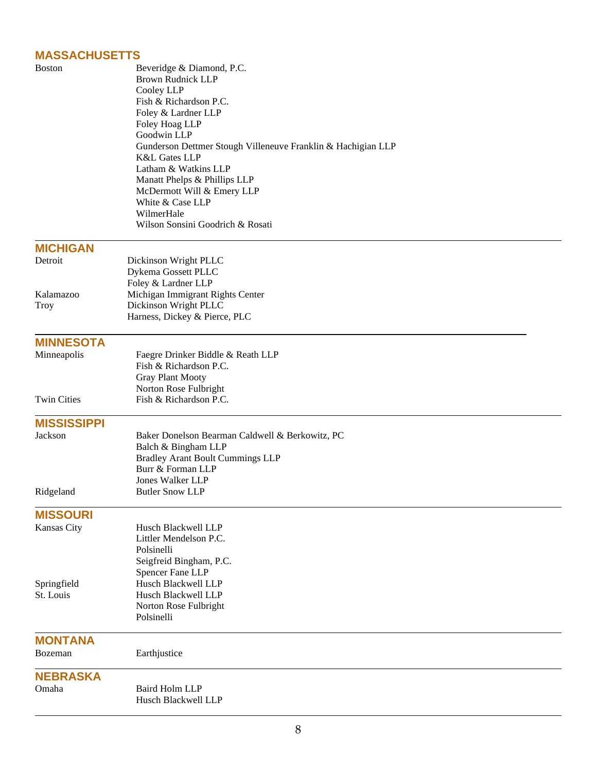## MASSACHUSETTS

| City | Firm |
|---|---|
| Boston | Beveridge & Diamond, P.C. |
| | Brown Rudnick LLP |
| | Cooley LLP |
| | Fish & Richardson P.C. |
| | Foley & Lardner LLP |
| | Foley Hoag LLP |
| | Goodwin LLP |
| | Gunderson Dettmer Stough Villeneuve Franklin & Hachigian LLP |
| | K&L Gates LLP |
| | Latham & Watkins LLP |
| | Manatt Phelps & Phillips LLP |
| | McDermott Will & Emery LLP |
| | White & Case LLP |
| | WilmerHale |
| | Wilson Sonsini Goodrich & Rosati |

## MICHIGAN

| City | Firm |
|---|---|
| Detroit | Dickinson Wright PLLC |
| | Dykema Gossett PLLC |
| | Foley & Lardner LLP |
| Kalamazoo | Michigan Immigrant Rights Center |
| Troy | Dickinson Wright PLLC |
| | Harness, Dickey & Pierce, PLC |

## MINNESOTA

| City | Firm |
|---|---|
| Minneapolis | Faegre Drinker Biddle & Reath LLP |
| | Fish & Richardson P.C. |
| | Gray Plant Mooty |
| | Norton Rose Fulbright |
| Twin Cities | Fish & Richardson P.C. |

## MISSISSIPPI

| City | Firm |
|---|---|
| Jackson | Baker Donelson Bearman Caldwell & Berkowitz, PC |
| | Balch & Bingham LLP |
| | Bradley Arant Boult Cummings LLP |
| | Burr & Forman LLP |
| | Jones Walker LLP |
| Ridgeland | Butler Snow LLP |

## MISSOURI

| City | Firm |
|---|---|
| Kansas City | Husch Blackwell LLP |
| | Littler Mendelson P.C. |
| | Polsinelli |
| | Seigfreid Bingham, P.C. |
| | Spencer Fane LLP |
| Springfield | Husch Blackwell LLP |
| St. Louis | Husch Blackwell LLP |
| | Norton Rose Fulbright |
| | Polsinelli |

## MONTANA

| City | Firm |
|---|---|
| Bozeman | Earthjustice |

## NEBRASKA

| City | Firm |
|---|---|
| Omaha | Baird Holm LLP |
| | Husch Blackwell LLP |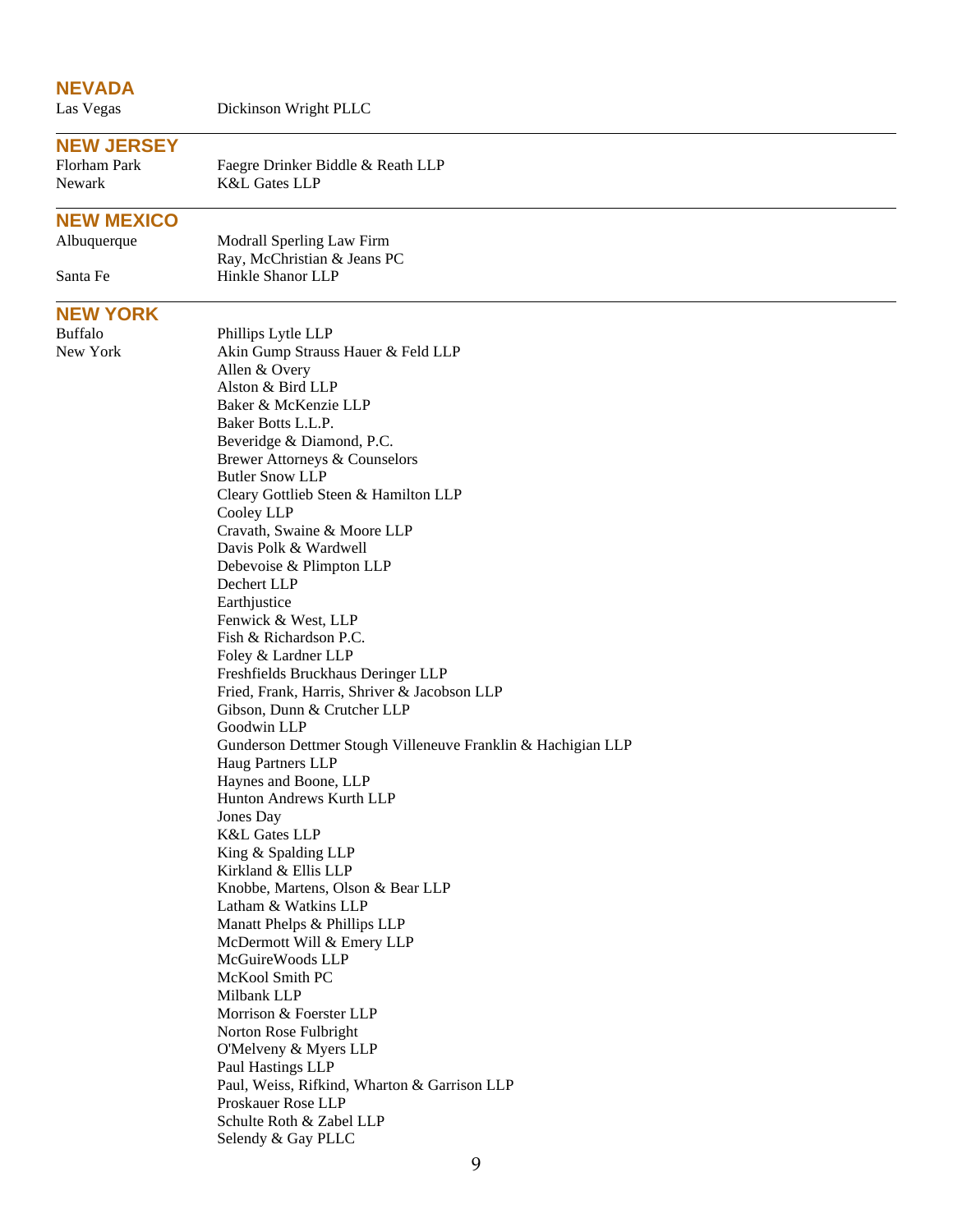## NEVADA

| | |
|---|---|
| Las Vegas | Dickinson Wright PLLC |

---

## NEW JERSEY

| | |
|---|---|
| Florham Park | Faegre Drinker Biddle & Reath LLP |
| Newark | K&L Gates LLP |

---

## NEW MEXICO

| | |
|---|---|
| Albuquerque | Modrall Sperling Law Firm |
| | Ray, McChristian & Jeans PC |
| Santa Fe | Hinkle Shanor LLP |

---

## NEW YORK

| | |
|---|---|
| Buffalo | Phillips Lytle LLP |
| New York | Akin Gump Strauss Hauer & Feld LLP |
| | Allen & Overy |
| | Alston & Bird LLP |
| | Baker & McKenzie LLP |
| | Baker Botts L.L.P. |
| | Beveridge & Diamond, P.C. |
| | Brewer Attorneys & Counselors |
| | Butler Snow LLP |
| | Cleary Gottlieb Steen & Hamilton LLP |
| | Cooley LLP |
| | Cravath, Swaine & Moore LLP |
| | Davis Polk & Wardwell |
| | Debevoise & Plimpton LLP |
| | Dechert LLP |
| | Earthjustice |
| | Fenwick & West, LLP |
| | Fish & Richardson P.C. |
| | Foley & Lardner LLP |
| | Freshfields Bruckhaus Deringer LLP |
| | Fried, Frank, Harris, Shriver & Jacobson LLP |
| | Gibson, Dunn & Crutcher LLP |
| | Goodwin LLP |
| | Gunderson Dettmer Stough Villeneuve Franklin & Hachigian LLP |
| | Haug Partners LLP |
| | Haynes and Boone, LLP |
| | Hunton Andrews Kurth LLP |
| | Jones Day |
| | K&L Gates LLP |
| | King & Spalding LLP |
| | Kirkland & Ellis LLP |
| | Knobbe, Martens, Olson & Bear LLP |
| | Latham & Watkins LLP |
| | Manatt Phelps & Phillips LLP |
| | McDermott Will & Emery LLP |
| | McGuireWoods LLP |
| | McKool Smith PC |
| | Milbank LLP |
| | Morrison & Foerster LLP |
| | Norton Rose Fulbright |
| | O'Melveny & Myers LLP |
| | Paul Hastings LLP |
| | Paul, Weiss, Rifkind, Wharton & Garrison LLP |
| | Proskauer Rose LLP |
| | Schulte Roth & Zabel LLP |
| | Selendy & Gay PLLC |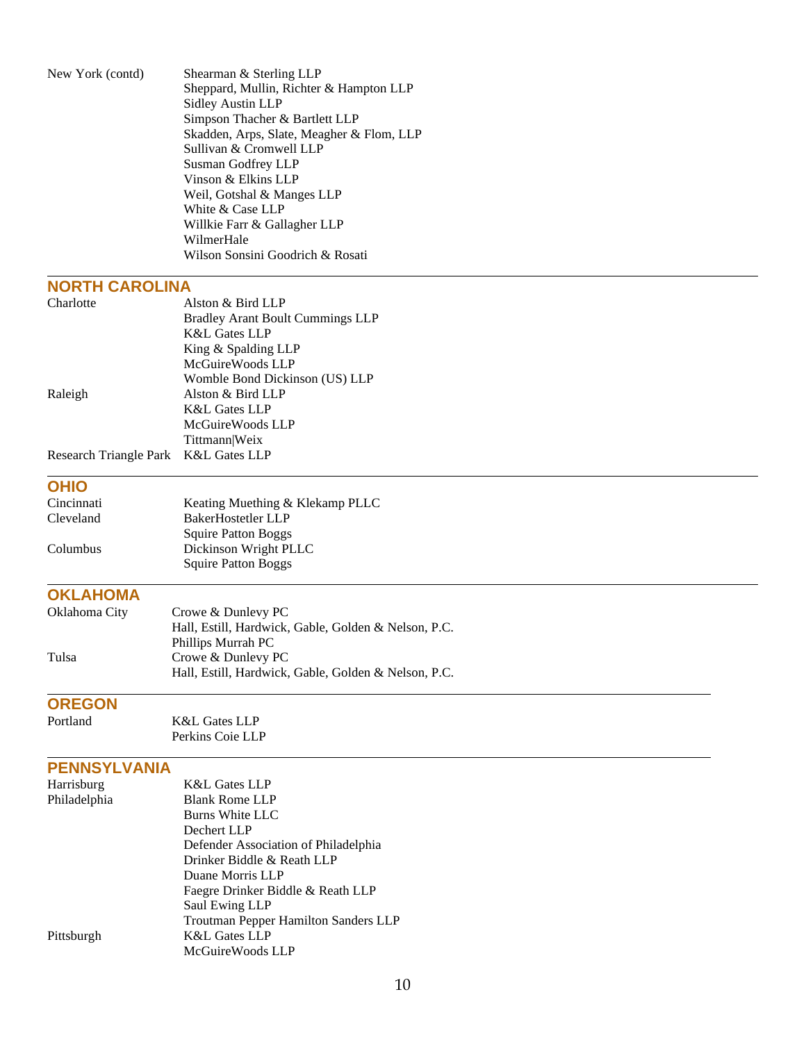| | |
|---|---|
| New York (contd) | Shearman & Sterling LLP |
| | Sheppard, Mullin, Richter & Hampton LLP |
| | Sidley Austin LLP |
| | Simpson Thacher & Bartlett LLP |
| | Skadden, Arps, Slate, Meagher & Flom, LLP |
| | Sullivan & Cromwell LLP |
| | Susman Godfrey LLP |
| | Vinson & Elkins LLP |
| | Weil, Gotshal & Manges LLP |
| | White & Case LLP |
| | Willkie Farr & Gallagher LLP |
| | WilmerHale |
| | Wilson Sonsini Goodrich & Rosati |

## NORTH CAROLINA

| | |
|---|---|
| Charlotte | Alston & Bird LLP |
| | Bradley Arant Boult Cummings LLP |
| | K&L Gates LLP |
| | King & Spalding LLP |
| | McGuireWoods LLP |
| | Womble Bond Dickinson (US) LLP |
| Raleigh | Alston & Bird LLP |
| | K&L Gates LLP |
| | McGuireWoods LLP |
| | Tittmann|Weix |
| Research Triangle Park | K&L Gates LLP |

## OHIO

| | |
|---|---|
| Cincinnati | Keating Muething & Klekamp PLLC |
| Cleveland | BakerHostetler LLP |
| | Squire Patton Boggs |
| Columbus | Dickinson Wright PLLC |
| | Squire Patton Boggs |

## OKLAHOMA

| | |
|---|---|
| Oklahoma City | Crowe & Dunlevy PC |
| | Hall, Estill, Hardwick, Gable, Golden & Nelson, P.C. |
| | Phillips Murrah PC |
| Tulsa | Crowe & Dunlevy PC |
| | Hall, Estill, Hardwick, Gable, Golden & Nelson, P.C. |

## OREGON

| | |
|---|---|
| Portland | K&L Gates LLP |
| | Perkins Coie LLP |

## PENNSYLVANIA

| | |
|---|---|
| Harrisburg | K&L Gates LLP |
| Philadelphia | Blank Rome LLP |
| | Burns White LLC |
| | Dechert LLP |
| | Defender Association of Philadelphia |
| | Drinker Biddle & Reath LLP |
| | Duane Morris LLP |
| | Faegre Drinker Biddle & Reath LLP |
| | Saul Ewing LLP |
| | Troutman Pepper Hamilton Sanders LLP |
| Pittsburgh | K&L Gates LLP |
| | McGuireWoods LLP |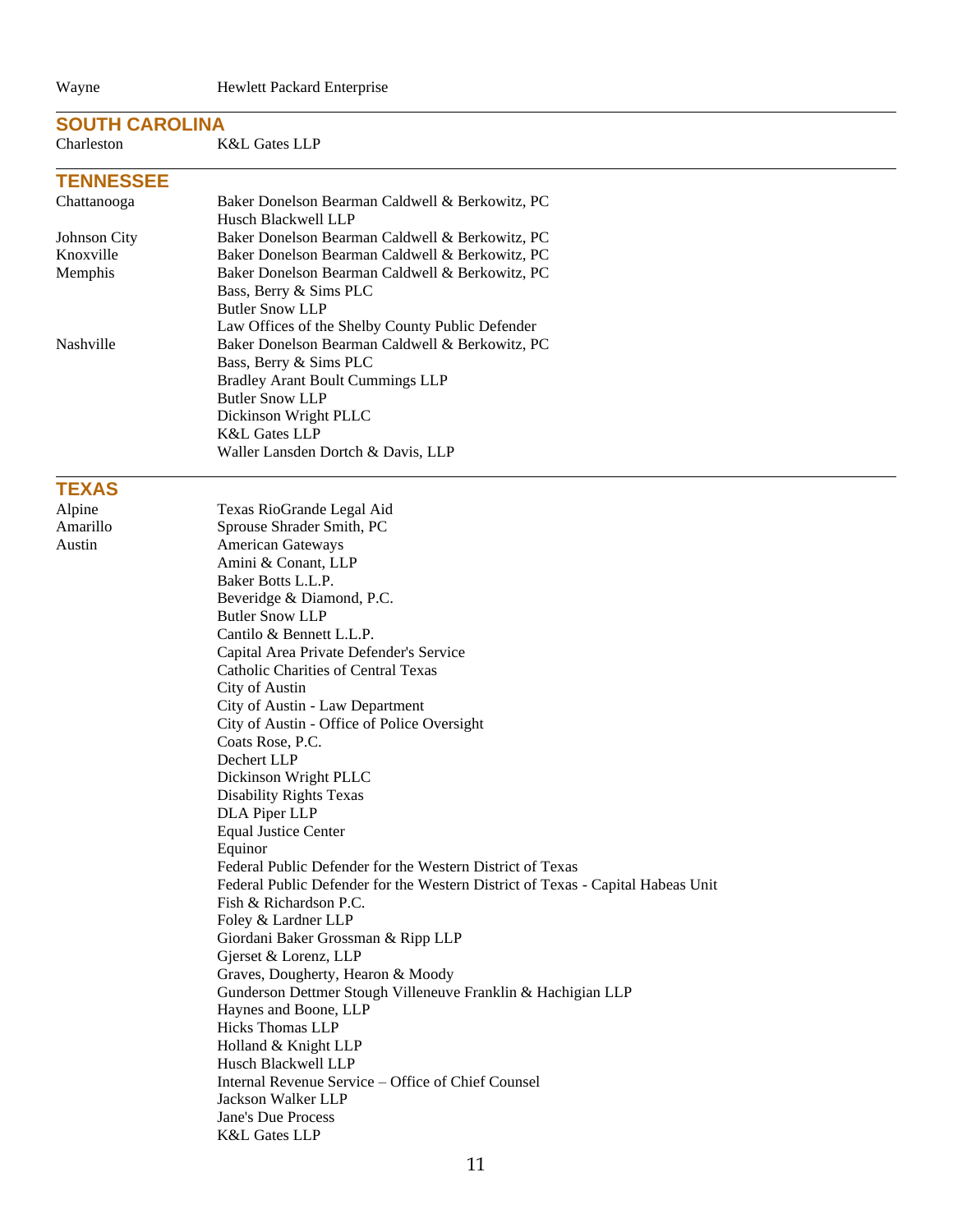| | |
|---|---|
| Wayne | Hewlett Packard Enterprise |

## SOUTH CAROLINA

| | |
|---|---|
| Charleston | K&L Gates LLP |

## TENNESSEE

| | |
|---|---|
| Chattanooga | Baker Donelson Bearman Caldwell & Berkowitz, PC |
| | Husch Blackwell LLP |
| Johnson City | Baker Donelson Bearman Caldwell & Berkowitz, PC |
| Knoxville | Baker Donelson Bearman Caldwell & Berkowitz, PC |
| Memphis | Baker Donelson Bearman Caldwell & Berkowitz, PC |
| | Bass, Berry & Sims PLC |
| | Butler Snow LLP |
| | Law Offices of the Shelby County Public Defender |
| Nashville | Baker Donelson Bearman Caldwell & Berkowitz, PC |
| | Bass, Berry & Sims PLC |
| | Bradley Arant Boult Cummings LLP |
| | Butler Snow LLP |
| | Dickinson Wright PLLC |
| | K&L Gates LLP |
| | Waller Lansden Dortch & Davis, LLP |

## TEXAS

| | |
|---|---|
| Alpine | Texas RioGrande Legal Aid |
| Amarillo | Sprouse Shrader Smith, PC |
| Austin | American Gateways |
| | Amini & Conant, LLP |
| | Baker Botts L.L.P. |
| | Beveridge & Diamond, P.C. |
| | Butler Snow LLP |
| | Cantilo & Bennett L.L.P. |
| | Capital Area Private Defender's Service |
| | Catholic Charities of Central Texas |
| | City of Austin |
| | City of Austin - Law Department |
| | City of Austin - Office of Police Oversight |
| | Coats Rose, P.C. |
| | Dechert LLP |
| | Dickinson Wright PLLC |
| | Disability Rights Texas |
| | DLA Piper LLP |
| | Equal Justice Center |
| | Equinor |
| | Federal Public Defender for the Western District of Texas |
| | Federal Public Defender for the Western District of Texas - Capital Habeas Unit |
| | Fish & Richardson P.C. |
| | Foley & Lardner LLP |
| | Giordani Baker Grossman & Ripp LLP |
| | Gjerset & Lorenz, LLP |
| | Graves, Dougherty, Hearon & Moody |
| | Gunderson Dettmer Stough Villeneuve Franklin & Hachigian LLP |
| | Haynes and Boone, LLP |
| | Hicks Thomas LLP |
| | Holland & Knight LLP |
| | Husch Blackwell LLP |
| | Internal Revenue Service – Office of Chief Counsel |
| | Jackson Walker LLP |
| | Jane's Due Process |
| | K&L Gates LLP |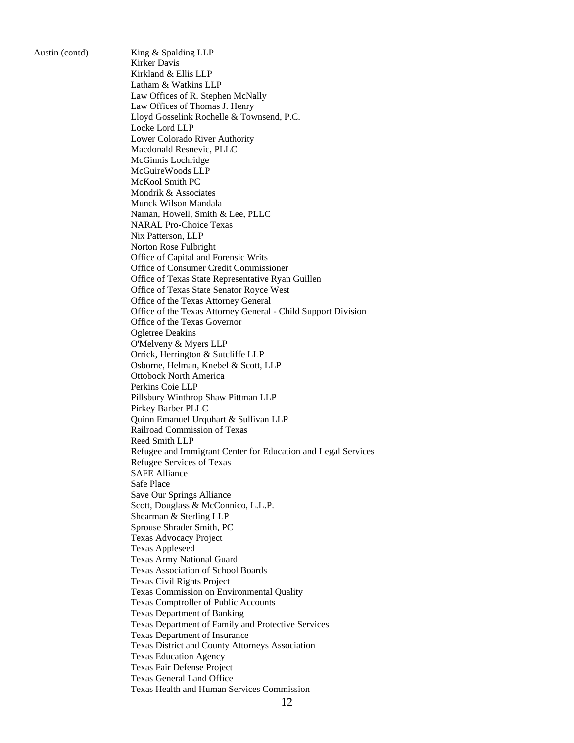Austin (contd)

- King & Spalding LLP
- Kirker Davis
- Kirkland & Ellis LLP
- Latham & Watkins LLP
- Law Offices of R. Stephen McNally
- Law Offices of Thomas J. Henry
- Lloyd Gosselink Rochelle & Townsend, P.C.
- Locke Lord LLP
- Lower Colorado River Authority
- Macdonald Resnevic, PLLC
- McGinnis Lochridge
- McGuireWoods LLP
- McKool Smith PC
- Mondrik & Associates
- Munck Wilson Mandala
- Naman, Howell, Smith & Lee, PLLC
- NARAL Pro-Choice Texas
- Nix Patterson, LLP
- Norton Rose Fulbright
- Office of Capital and Forensic Writs
- Office of Consumer Credit Commissioner
- Office of Texas State Representative Ryan Guillen
- Office of Texas State Senator Royce West
- Office of the Texas Attorney General
- Office of the Texas Attorney General - Child Support Division
- Office of the Texas Governor
- Ogletree Deakins
- O'Melveny & Myers LLP
- Orrick, Herrington & Sutcliffe LLP
- Osborne, Helman, Knebel & Scott, LLP
- Ottobock North America
- Perkins Coie LLP
- Pillsbury Winthrop Shaw Pittman LLP
- Pirkey Barber PLLC
- Quinn Emanuel Urquhart & Sullivan LLP
- Railroad Commission of Texas
- Reed Smith LLP
- Refugee and Immigrant Center for Education and Legal Services
- Refugee Services of Texas
- SAFE Alliance
- Safe Place
- Save Our Springs Alliance
- Scott, Douglass & McConnico, L.L.P.
- Shearman & Sterling LLP
- Sprouse Shrader Smith, PC
- Texas Advocacy Project
- Texas Appleseed
- Texas Army National Guard
- Texas Association of School Boards
- Texas Civil Rights Project
- Texas Commission on Environmental Quality
- Texas Comptroller of Public Accounts
- Texas Department of Banking
- Texas Department of Family and Protective Services
- Texas Department of Insurance
- Texas District and County Attorneys Association
- Texas Education Agency
- Texas Fair Defense Project
- Texas General Land Office
- Texas Health and Human Services Commission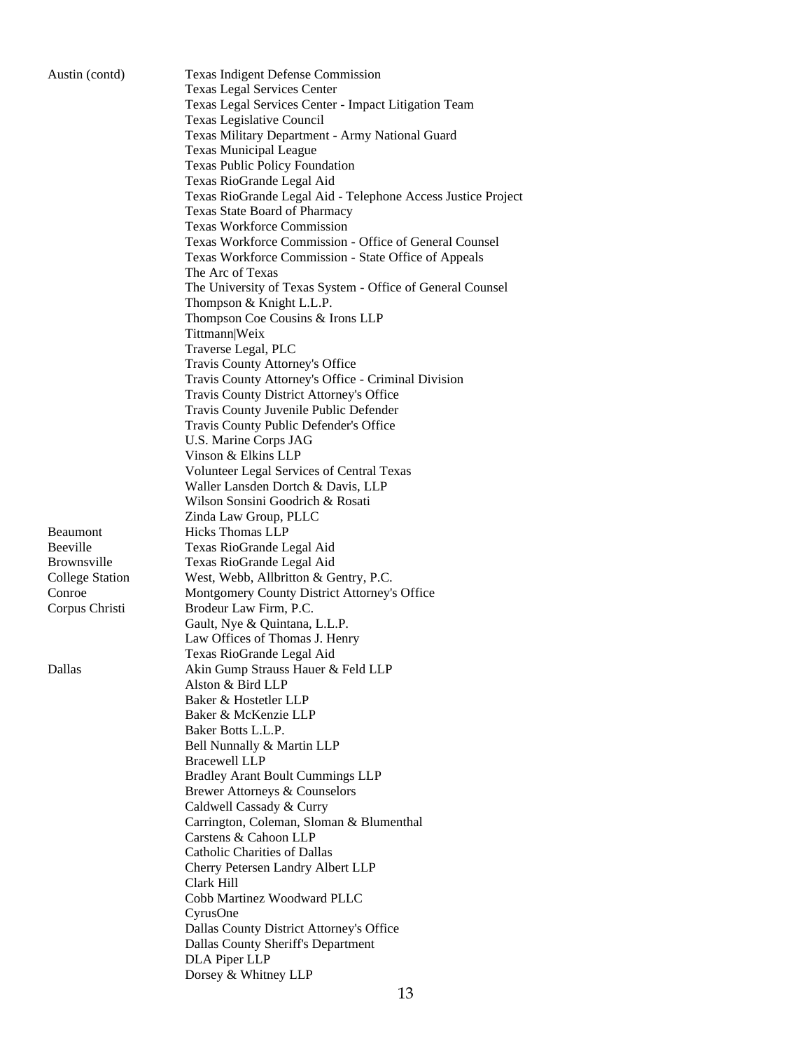| | |
|---|---|
| Austin (contd) | Texas Indigent Defense Commission |
| | Texas Legal Services Center |
| | Texas Legal Services Center - Impact Litigation Team |
| | Texas Legislative Council |
| | Texas Military Department - Army National Guard |
| | Texas Municipal League |
| | Texas Public Policy Foundation |
| | Texas RioGrande Legal Aid |
| | Texas RioGrande Legal Aid - Telephone Access Justice Project |
| | Texas State Board of Pharmacy |
| | Texas Workforce Commission |
| | Texas Workforce Commission - Office of General Counsel |
| | Texas Workforce Commission - State Office of Appeals |
| | The Arc of Texas |
| | The University of Texas System - Office of General Counsel |
| | Thompson & Knight L.L.P. |
| | Thompson Coe Cousins & Irons LLP |
| | Tittmann\|Weix |
| | Traverse Legal, PLC |
| | Travis County Attorney's Office |
| | Travis County Attorney's Office - Criminal Division |
| | Travis County District Attorney's Office |
| | Travis County Juvenile Public Defender |
| | Travis County Public Defender's Office |
| | U.S. Marine Corps JAG |
| | Vinson & Elkins LLP |
| | Volunteer Legal Services of Central Texas |
| | Waller Lansden Dortch & Davis, LLP |
| | Wilson Sonsini Goodrich & Rosati |
| | Zinda Law Group, PLLC |
| Beaumont | Hicks Thomas LLP |
| Beeville | Texas RioGrande Legal Aid |
| Brownsville | Texas RioGrande Legal Aid |
| College Station | West, Webb, Allbritton & Gentry, P.C. |
| Conroe | Montgomery County District Attorney's Office |
| Corpus Christi | Brodeur Law Firm, P.C. |
| | Gault, Nye & Quintana, L.L.P. |
| | Law Offices of Thomas J. Henry |
| | Texas RioGrande Legal Aid |
| Dallas | Akin Gump Strauss Hauer & Feld LLP |
| | Alston & Bird LLP |
| | Baker & Hostetler LLP |
| | Baker & McKenzie LLP |
| | Baker Botts L.L.P. |
| | Bell Nunnally & Martin LLP |
| | Bracewell LLP |
| | Bradley Arant Boult Cummings LLP |
| | Brewer Attorneys & Counselors |
| | Caldwell Cassady & Curry |
| | Carrington, Coleman, Sloman & Blumenthal |
| | Carstens & Cahoon LLP |
| | Catholic Charities of Dallas |
| | Cherry Petersen Landry Albert LLP |
| | Clark Hill |
| | Cobb Martinez Woodward PLLC |
| | CyrusOne |
| | Dallas County District Attorney's Office |
| | Dallas County Sheriff's Department |
| | DLA Piper LLP |
| | Dorsey & Whitney LLP |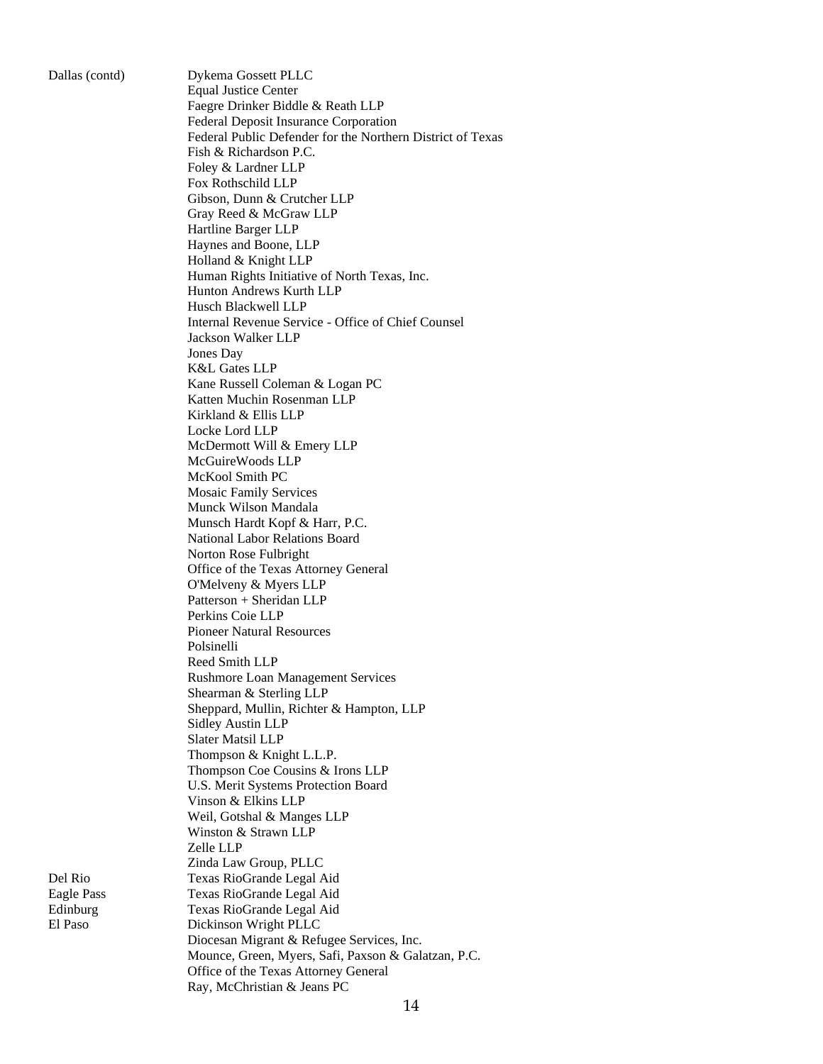| | |
|---|---|
| Dallas (contd) | Dykema Gossett PLLC |
| | Equal Justice Center |
| | Faegre Drinker Biddle & Reath LLP |
| | Federal Deposit Insurance Corporation |
| | Federal Public Defender for the Northern District of Texas |
| | Fish & Richardson P.C. |
| | Foley & Lardner LLP |
| | Fox Rothschild LLP |
| | Gibson, Dunn & Crutcher LLP |
| | Gray Reed & McGraw LLP |
| | Hartline Barger LLP |
| | Haynes and Boone, LLP |
| | Holland & Knight LLP |
| | Human Rights Initiative of North Texas, Inc. |
| | Hunton Andrews Kurth LLP |
| | Husch Blackwell LLP |
| | Internal Revenue Service - Office of Chief Counsel |
| | Jackson Walker LLP |
| | Jones Day |
| | K&L Gates LLP |
| | Kane Russell Coleman & Logan PC |
| | Katten Muchin Rosenman LLP |
| | Kirkland & Ellis LLP |
| | Locke Lord LLP |
| | McDermott Will & Emery LLP |
| | McGuireWoods LLP |
| | McKool Smith PC |
| | Mosaic Family Services |
| | Munck Wilson Mandala |
| | Munsch Hardt Kopf & Harr, P.C. |
| | National Labor Relations Board |
| | Norton Rose Fulbright |
| | Office of the Texas Attorney General |
| | O'Melveny & Myers LLP |
| | Patterson + Sheridan LLP |
| | Perkins Coie LLP |
| | Pioneer Natural Resources |
| | Polsinelli |
| | Reed Smith LLP |
| | Rushmore Loan Management Services |
| | Shearman & Sterling LLP |
| | Sheppard, Mullin, Richter & Hampton, LLP |
| | Sidley Austin LLP |
| | Slater Matsil LLP |
| | Thompson & Knight L.L.P. |
| | Thompson Coe Cousins & Irons LLP |
| | U.S. Merit Systems Protection Board |
| | Vinson & Elkins LLP |
| | Weil, Gotshal & Manges LLP |
| | Winston & Strawn LLP |
| | Zelle LLP |
| | Zinda Law Group, PLLC |
| Del Rio | Texas RioGrande Legal Aid |
| Eagle Pass | Texas RioGrande Legal Aid |
| Edinburg | Texas RioGrande Legal Aid |
| El Paso | Dickinson Wright PLLC |
| | Diocesan Migrant & Refugee Services, Inc. |
| | Mounce, Green, Myers, Safi, Paxson & Galatzan, P.C. |
| | Office of the Texas Attorney General |
| | Ray, McChristian & Jeans PC |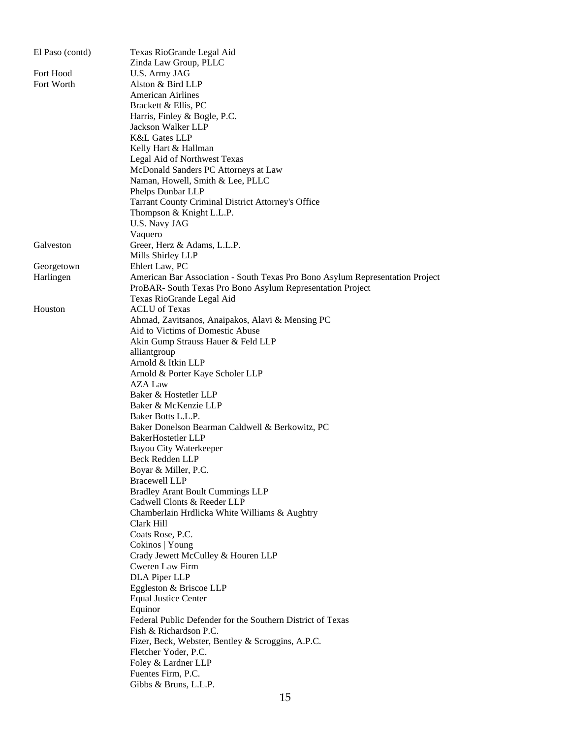| | |
|---|---|
| El Paso (contd) | Texas RioGrande Legal Aid |
| | Zinda Law Group, PLLC |
| Fort Hood | U.S. Army JAG |
| Fort Worth | Alston & Bird LLP |
| | American Airlines |
| | Brackett & Ellis, PC |
| | Harris, Finley & Bogle, P.C. |
| | Jackson Walker LLP |
| | K&L Gates LLP |
| | Kelly Hart & Hallman |
| | Legal Aid of Northwest Texas |
| | McDonald Sanders PC Attorneys at Law |
| | Naman, Howell, Smith & Lee, PLLC |
| | Phelps Dunbar LLP |
| | Tarrant County Criminal District Attorney's Office |
| | Thompson & Knight L.L.P. |
| | U.S. Navy JAG |
| | Vaquero |
| Galveston | Greer, Herz & Adams, L.L.P. |
| | Mills Shirley LLP |
| Georgetown | Ehlert Law, PC |
| Harlingen | American Bar Association - South Texas Pro Bono Asylum Representation Project |
| | ProBAR- South Texas Pro Bono Asylum Representation Project |
| | Texas RioGrande Legal Aid |
| Houston | ACLU of Texas |
| | Ahmad, Zavitsanos, Anaipakos, Alavi & Mensing PC |
| | Aid to Victims of Domestic Abuse |
| | Akin Gump Strauss Hauer & Feld LLP |
| | alliantgroup |
| | Arnold & Itkin LLP |
| | Arnold & Porter Kaye Scholer LLP |
| | AZA Law |
| | Baker & Hostetler LLP |
| | Baker & McKenzie LLP |
| | Baker Botts L.L.P. |
| | Baker Donelson Bearman Caldwell & Berkowitz, PC |
| | BakerHostetler LLP |
| | Bayou City Waterkeeper |
| | Beck Redden LLP |
| | Boyar & Miller, P.C. |
| | Bracewell LLP |
| | Bradley Arant Boult Cummings LLP |
| | Cadwell Clonts & Reeder LLP |
| | Chamberlain Hrdlicka White Williams & Aughtry |
| | Clark Hill |
| | Coats Rose, P.C. |
| | Cokinos \| Young |
| | Crady Jewett McCulley & Houren LLP |
| | Cweren Law Firm |
| | DLA Piper LLP |
| | Eggleston & Briscoe LLP |
| | Equal Justice Center |
| | Equinor |
| | Federal Public Defender for the Southern District of Texas |
| | Fish & Richardson P.C. |
| | Fizer, Beck, Webster, Bentley & Scroggins, A.P.C. |
| | Fletcher Yoder, P.C. |
| | Foley & Lardner LLP |
| | Fuentes Firm, P.C. |
| | Gibbs & Bruns, L.L.P. |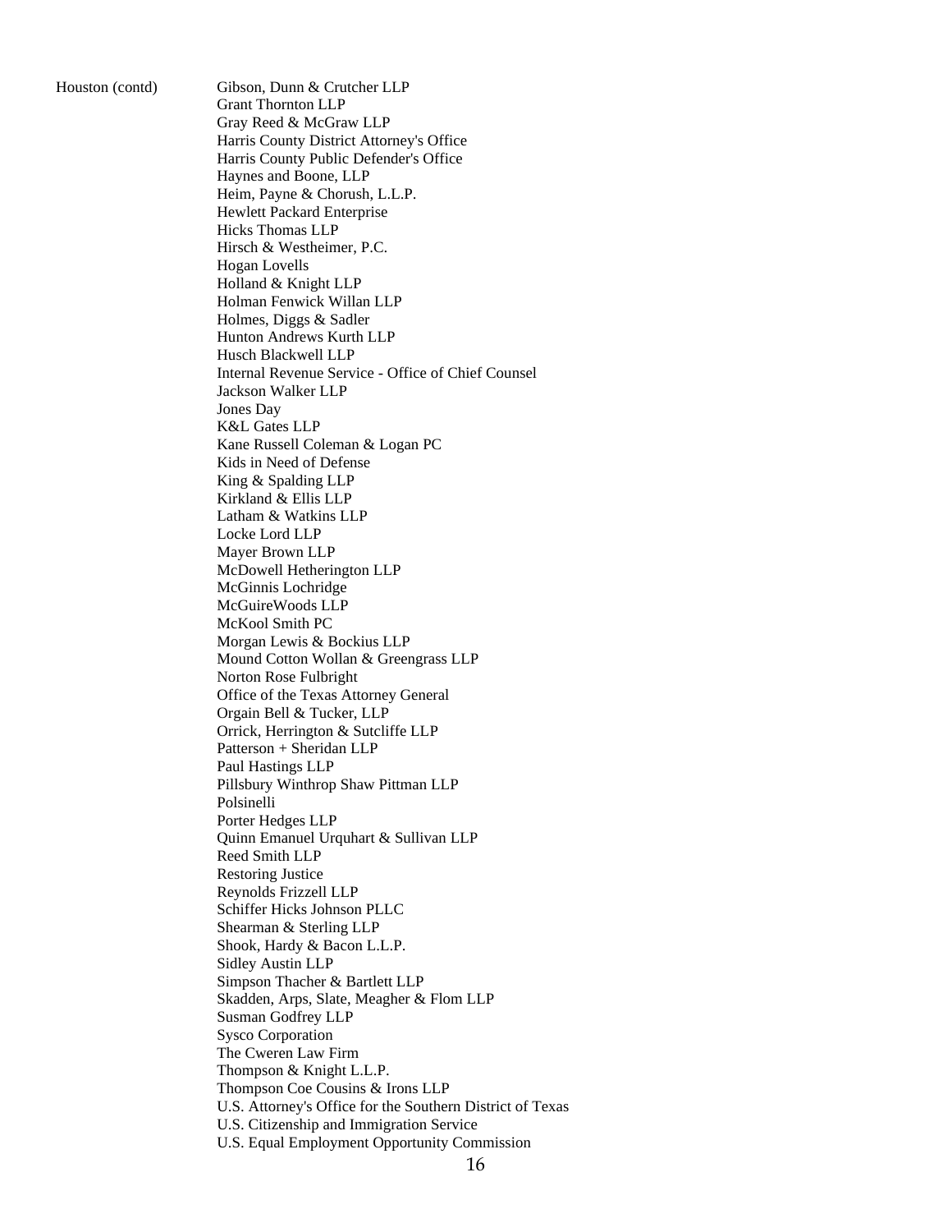Houston (contd)

Gibson, Dunn & Crutcher LLP
Grant Thornton LLP
Gray Reed & McGraw LLP
Harris County District Attorney's Office
Harris County Public Defender's Office
Haynes and Boone, LLP
Heim, Payne & Chorush, L.L.P.
Hewlett Packard Enterprise
Hicks Thomas LLP
Hirsch & Westheimer, P.C.
Hogan Lovells
Holland & Knight LLP
Holman Fenwick Willan LLP
Holmes, Diggs & Sadler
Hunton Andrews Kurth LLP
Husch Blackwell LLP
Internal Revenue Service - Office of Chief Counsel
Jackson Walker LLP
Jones Day
K&L Gates LLP
Kane Russell Coleman & Logan PC
Kids in Need of Defense
King & Spalding LLP
Kirkland & Ellis LLP
Latham & Watkins LLP
Locke Lord LLP
Mayer Brown LLP
McDowell Hetherington LLP
McGinnis Lochridge
McGuireWoods LLP
McKool Smith PC
Morgan Lewis & Bockius LLP
Mound Cotton Wollan & Greengrass LLP
Norton Rose Fulbright
Office of the Texas Attorney General
Orgain Bell & Tucker, LLP
Orrick, Herrington & Sutcliffe LLP
Patterson + Sheridan LLP
Paul Hastings LLP
Pillsbury Winthrop Shaw Pittman LLP
Polsinelli
Porter Hedges LLP
Quinn Emanuel Urquhart & Sullivan LLP
Reed Smith LLP
Restoring Justice
Reynolds Frizzell LLP
Schiffer Hicks Johnson PLLC
Shearman & Sterling LLP
Shook, Hardy & Bacon L.L.P.
Sidley Austin LLP
Simpson Thacher & Bartlett LLP
Skadden, Arps, Slate, Meagher & Flom LLP
Susman Godfrey LLP
Sysco Corporation
The Cweren Law Firm
Thompson & Knight L.L.P.
Thompson Coe Cousins & Irons LLP
U.S. Attorney's Office for the Southern District of Texas
U.S. Citizenship and Immigration Service
U.S. Equal Employment Opportunity Commission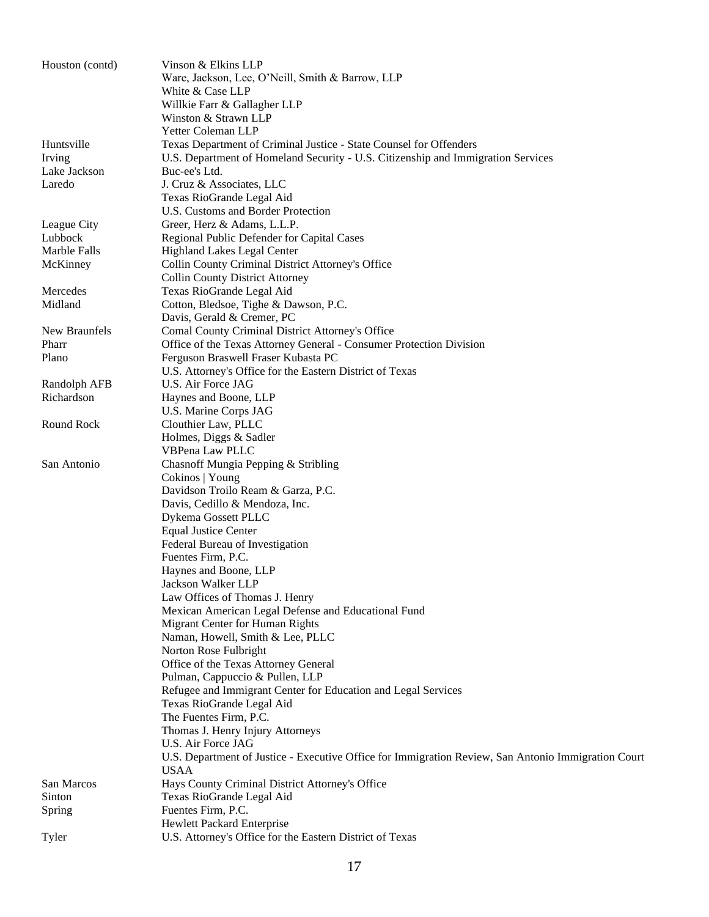| | |
|---|---|
| Houston (contd) | Vinson & Elkins LLP |
| | Ware, Jackson, Lee, O'Neill, Smith & Barrow, LLP |
| | White & Case LLP |
| | Willkie Farr & Gallagher LLP |
| | Winston & Strawn LLP |
| | Yetter Coleman LLP |
| Huntsville | Texas Department of Criminal Justice - State Counsel for Offenders |
| Irving | U.S. Department of Homeland Security - U.S. Citizenship and Immigration Services |
| Lake Jackson | Buc-ee's Ltd. |
| Laredo | J. Cruz & Associates, LLC |
| | Texas RioGrande Legal Aid |
| | U.S. Customs and Border Protection |
| League City | Greer, Herz & Adams, L.L.P. |
| Lubbock | Regional Public Defender for Capital Cases |
| Marble Falls | Highland Lakes Legal Center |
| McKinney | Collin County Criminal District Attorney's Office |
| | Collin County District Attorney |
| Mercedes | Texas RioGrande Legal Aid |
| Midland | Cotton, Bledsoe, Tighe & Dawson, P.C. |
| | Davis, Gerald & Cremer, PC |
| New Braunfels | Comal County Criminal District Attorney's Office |
| Pharr | Office of the Texas Attorney General - Consumer Protection Division |
| Plano | Ferguson Braswell Fraser Kubasta PC |
| | U.S. Attorney's Office for the Eastern District of Texas |
| Randolph AFB | U.S. Air Force JAG |
| Richardson | Haynes and Boone, LLP |
| | U.S. Marine Corps JAG |
| Round Rock | Clouthier Law, PLLC |
| | Holmes, Diggs & Sadler |
| | VBPena Law PLLC |
| San Antonio | Chasnoff Mungia Pepping & Stribling |
| | Cokinos \| Young |
| | Davidson Troilo Ream & Garza, P.C. |
| | Davis, Cedillo & Mendoza, Inc. |
| | Dykema Gossett PLLC |
| | Equal Justice Center |
| | Federal Bureau of Investigation |
| | Fuentes Firm, P.C. |
| | Haynes and Boone, LLP |
| | Jackson Walker LLP |
| | Law Offices of Thomas J. Henry |
| | Mexican American Legal Defense and Educational Fund |
| | Migrant Center for Human Rights |
| | Naman, Howell, Smith & Lee, PLLC |
| | Norton Rose Fulbright |
| | Office of the Texas Attorney General |
| | Pulman, Cappuccio & Pullen, LLP |
| | Refugee and Immigrant Center for Education and Legal Services |
| | Texas RioGrande Legal Aid |
| | The Fuentes Firm, P.C. |
| | Thomas J. Henry Injury Attorneys |
| | U.S. Air Force JAG |
| | U.S. Department of Justice - Executive Office for Immigration Review, San Antonio Immigration Court |
| | USAA |
| San Marcos | Hays County Criminal District Attorney's Office |
| Sinton | Texas RioGrande Legal Aid |
| Spring | Fuentes Firm, P.C. |
| | Hewlett Packard Enterprise |
| Tyler | U.S. Attorney's Office for the Eastern District of Texas |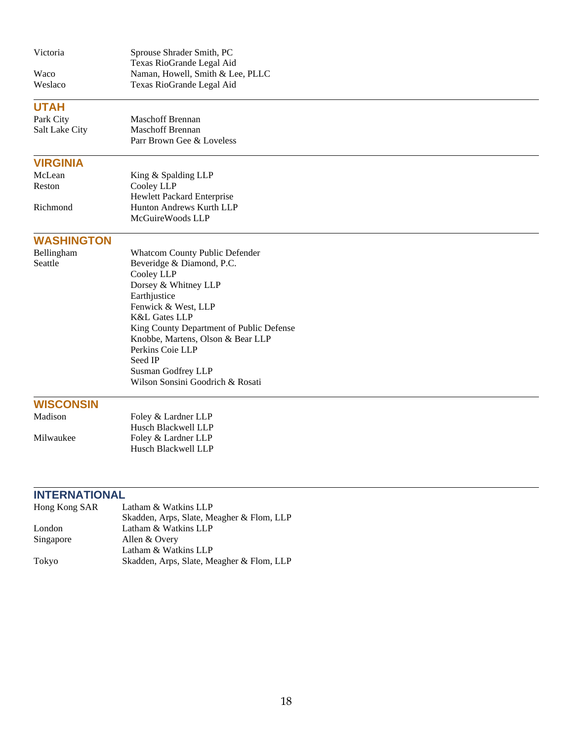| | |
|---|---|
| Victoria | Sprouse Shrader Smith, PC |
| | Texas RioGrande Legal Aid |
| Waco | Naman, Howell, Smith & Lee, PLLC |
| Weslaco | Texas RioGrande Legal Aid |

## UTAH

| | |
|---|---|
| Park City | Maschoff Brennan |
| Salt Lake City | Maschoff Brennan |
| | Parr Brown Gee & Loveless |

## VIRGINIA

| | |
|---|---|
| McLean | King & Spalding LLP |
| Reston | Cooley LLP |
| | Hewlett Packard Enterprise |
| Richmond | Hunton Andrews Kurth LLP |
| | McGuireWoods LLP |

## WASHINGTON

| | |
|---|---|
| Bellingham | Whatcom County Public Defender |
| Seattle | Beveridge & Diamond, P.C. |
| | Cooley LLP |
| | Dorsey & Whitney LLP |
| | Earthjustice |
| | Fenwick & West, LLP |
| | K&L Gates LLP |
| | King County Department of Public Defense |
| | Knobbe, Martens, Olson & Bear LLP |
| | Perkins Coie LLP |
| | Seed IP |
| | Susman Godfrey LLP |
| | Wilson Sonsini Goodrich & Rosati |

## WISCONSIN

| | |
|---|---|
| Madison | Foley & Lardner LLP |
| | Husch Blackwell LLP |
| Milwaukee | Foley & Lardner LLP |
| | Husch Blackwell LLP |

## INTERNATIONAL

| | |
|---|---|
| Hong Kong SAR | Latham & Watkins LLP |
| | Skadden, Arps, Slate, Meagher & Flom, LLP |
| London | Latham & Watkins LLP |
| Singapore | Allen & Overy |
| | Latham & Watkins LLP |
| Tokyo | Skadden, Arps, Slate, Meagher & Flom, LLP |